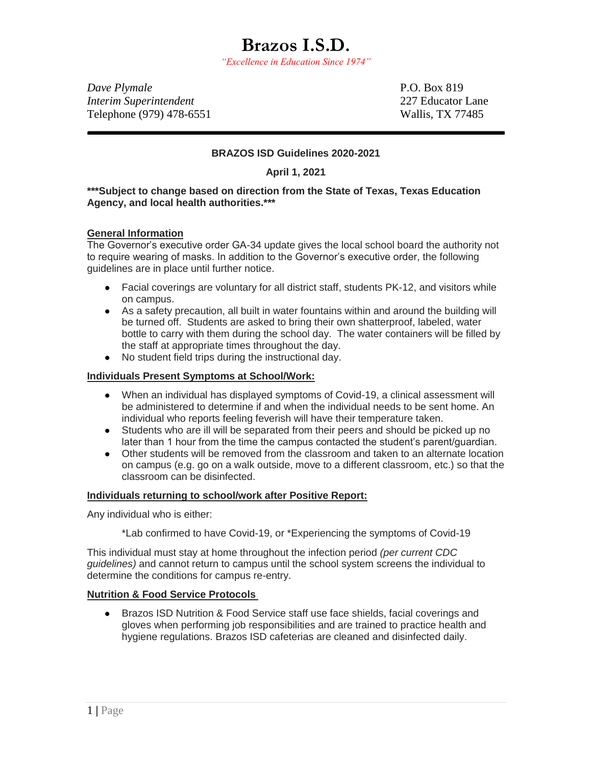# Brazos I.S.D.

*"Excellence in Education Since 1974"*

*Dave Plymale*
*Interim Superintendent*
Telephone (979) 478-6551

P.O. Box 819
227 Educator Lane
Wallis, TX 77485

---

**BRAZOS ISD Guidelines 2020-2021**

**April 1, 2021**

**\*\*\*Subject to change based on direction from the State of Texas, Texas Education Agency, and local health authorities.\*\*\***

**General Information**

The Governor's executive order GA-34 update gives the local school board the authority not to require wearing of masks. In addition to the Governor's executive order, the following guidelines are in place until further notice.

- Facial coverings are voluntary for all district staff, students PK-12, and visitors while on campus.
- As a safety precaution, all built in water fountains within and around the building will be turned off. Students are asked to bring their own shatterproof, labeled, water bottle to carry with them during the school day. The water containers will be filled by the staff at appropriate times throughout the day.
- No student field trips during the instructional day.

**Individuals Present Symptoms at School/Work:**

- When an individual has displayed symptoms of Covid-19, a clinical assessment will be administered to determine if and when the individual needs to be sent home. An individual who reports feeling feverish will have their temperature taken.
- Students who are ill will be separated from their peers and should be picked up no later than 1 hour from the time the campus contacted the student's parent/guardian.
- Other students will be removed from the classroom and taken to an alternate location on campus (e.g. go on a walk outside, move to a different classroom, etc.) so that the classroom can be disinfected.

**Individuals returning to school/work after Positive Report:**

Any individual who is either:

*Lab confirmed to have Covid-19, or *Experiencing the symptoms of Covid-19

This individual must stay at home throughout the infection period *(per current CDC guidelines)* and cannot return to campus until the school system screens the individual to determine the conditions for campus re-entry.

**Nutrition & Food Service Protocols**

- Brazos ISD Nutrition & Food Service staff use face shields, facial coverings and gloves when performing job responsibilities and are trained to practice health and hygiene regulations. Brazos ISD cafeterias are cleaned and disinfected daily.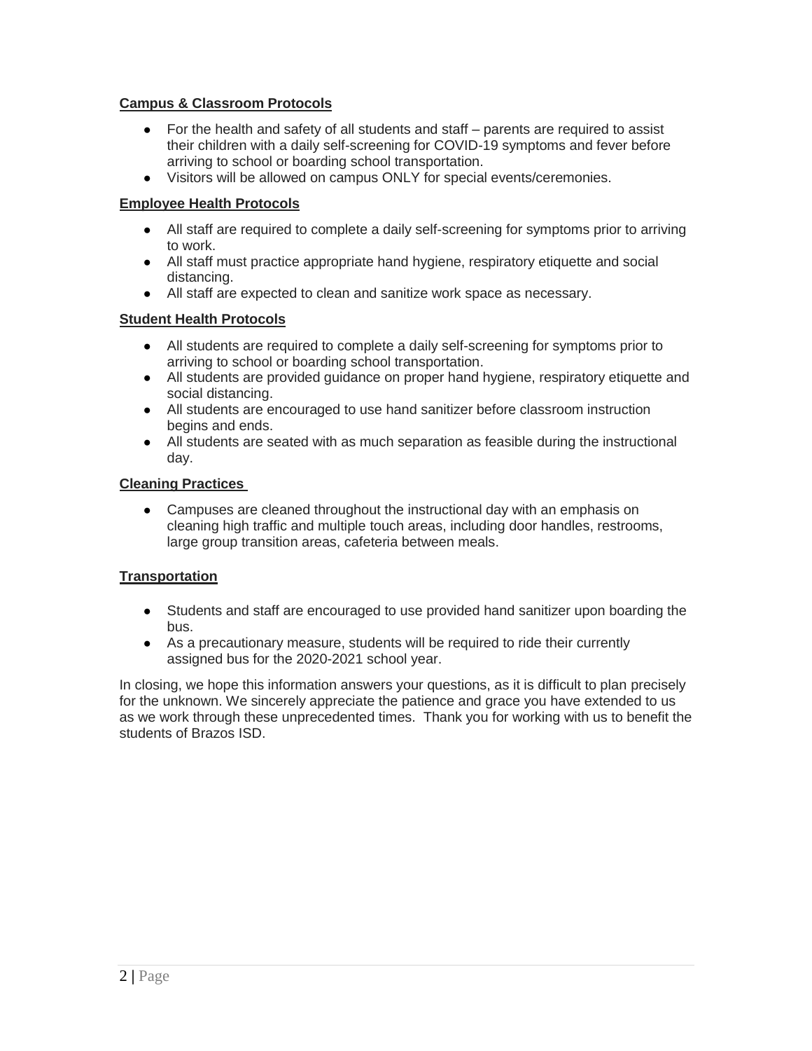**Campus & Classroom Protocols**

- For the health and safety of all students and staff – parents are required to assist their children with a daily self-screening for COVID-19 symptoms and fever before arriving to school or boarding school transportation.
- Visitors will be allowed on campus ONLY for special events/ceremonies.

**Employee Health Protocols**

- All staff are required to complete a daily self-screening for symptoms prior to arriving to work.
- All staff must practice appropriate hand hygiene, respiratory etiquette and social distancing.
- All staff are expected to clean and sanitize work space as necessary.

**Student Health Protocols**

- All students are required to complete a daily self-screening for symptoms prior to arriving to school or boarding school transportation.
- All students are provided guidance on proper hand hygiene, respiratory etiquette and social distancing.
- All students are encouraged to use hand sanitizer before classroom instruction begins and ends.
- All students are seated with as much separation as feasible during the instructional day.

**Cleaning Practices**

- Campuses are cleaned throughout the instructional day with an emphasis on cleaning high traffic and multiple touch areas, including door handles, restrooms, large group transition areas, cafeteria between meals.

**Transportation**

- Students and staff are encouraged to use provided hand sanitizer upon boarding the bus.
- As a precautionary measure, students will be required to ride their currently assigned bus for the 2020-2021 school year.

In closing, we hope this information answers your questions, as it is difficult to plan precisely for the unknown. We sincerely appreciate the patience and grace you have extended to us as we work through these unprecedented times. Thank you for working with us to benefit the students of Brazos ISD.